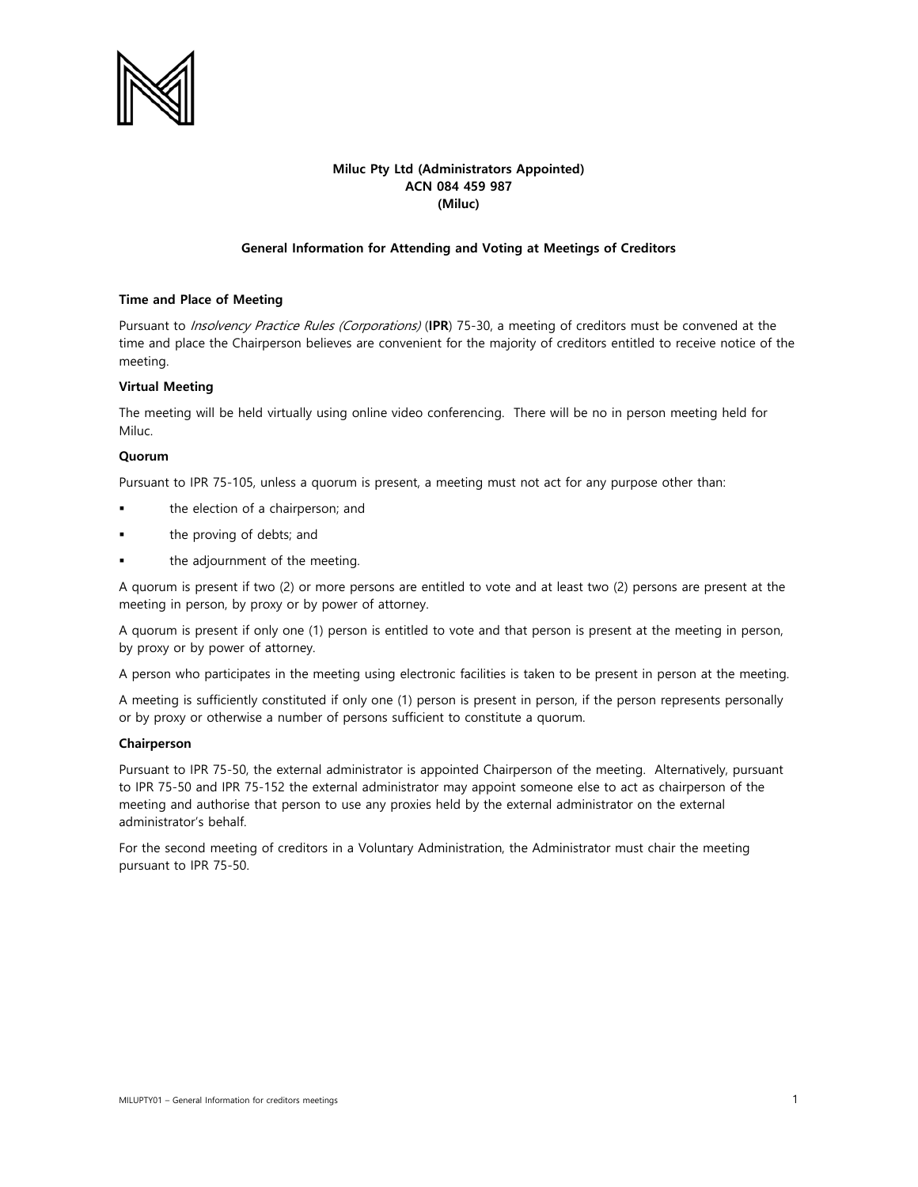**Miluc Pty Ltd (Administrators Appointed)**
**ACN 084 459 987**
**(Miluc)**

**General Information for Attending and Voting at Meetings of Creditors**

**Time and Place of Meeting**

Pursuant to *Insolvency Practice Rules (Corporations)* (**IPR**) 75-30, a meeting of creditors must be convened at the time and place the Chairperson believes are convenient for the majority of creditors entitled to receive notice of the meeting.

**Virtual Meeting**

The meeting will be held virtually using online video conferencing. There will be no in person meeting held for Miluc.

**Quorum**

Pursuant to IPR 75-105, unless a quorum is present, a meeting must not act for any purpose other than:

- the election of a chairperson; and
- the proving of debts; and
- the adjournment of the meeting.

A quorum is present if two (2) or more persons are entitled to vote and at least two (2) persons are present at the meeting in person, by proxy or by power of attorney.

A quorum is present if only one (1) person is entitled to vote and that person is present at the meeting in person, by proxy or by power of attorney.

A person who participates in the meeting using electronic facilities is taken to be present in person at the meeting.

A meeting is sufficiently constituted if only one (1) person is present in person, if the person represents personally or by proxy or otherwise a number of persons sufficient to constitute a quorum.

**Chairperson**

Pursuant to IPR 75-50, the external administrator is appointed Chairperson of the meeting. Alternatively, pursuant to IPR 75-50 and IPR 75-152 the external administrator may appoint someone else to act as chairperson of the meeting and authorise that person to use any proxies held by the external administrator on the external administrator's behalf.

For the second meeting of creditors in a Voluntary Administration, the Administrator must chair the meeting pursuant to IPR 75-50.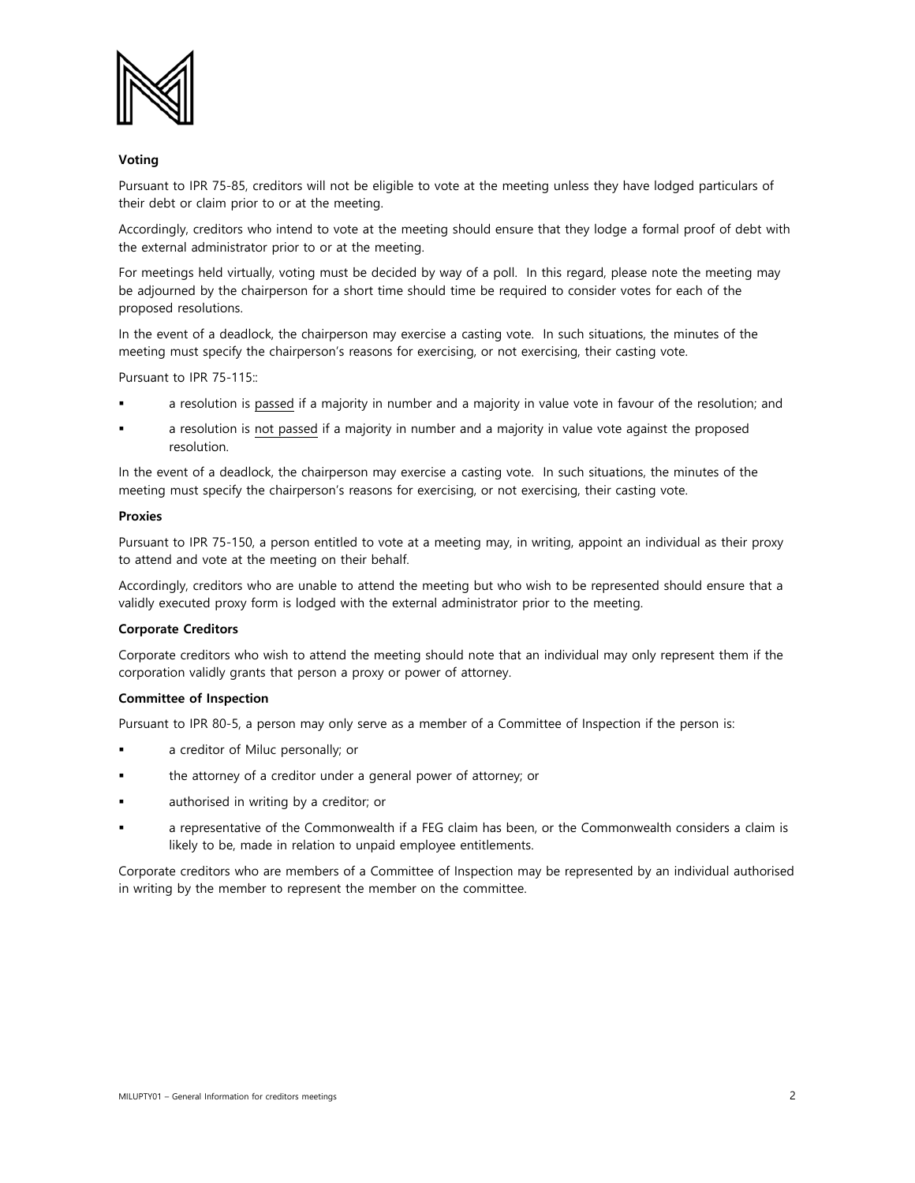**Voting**

Pursuant to IPR 75-85, creditors will not be eligible to vote at the meeting unless they have lodged particulars of their debt or claim prior to or at the meeting.

Accordingly, creditors who intend to vote at the meeting should ensure that they lodge a formal proof of debt with the external administrator prior to or at the meeting.

For meetings held virtually, voting must be decided by way of a poll. In this regard, please note the meeting may be adjourned by the chairperson for a short time should time be required to consider votes for each of the proposed resolutions.

In the event of a deadlock, the chairperson may exercise a casting vote. In such situations, the minutes of the meeting must specify the chairperson's reasons for exercising, or not exercising, their casting vote.

Pursuant to IPR 75-115::

- a resolution is passed if a majority in number and a majority in value vote in favour of the resolution; and
- a resolution is not passed if a majority in number and a majority in value vote against the proposed resolution.

In the event of a deadlock, the chairperson may exercise a casting vote. In such situations, the minutes of the meeting must specify the chairperson's reasons for exercising, or not exercising, their casting vote.

**Proxies**

Pursuant to IPR 75-150, a person entitled to vote at a meeting may, in writing, appoint an individual as their proxy to attend and vote at the meeting on their behalf.

Accordingly, creditors who are unable to attend the meeting but who wish to be represented should ensure that a validly executed proxy form is lodged with the external administrator prior to the meeting.

**Corporate Creditors**

Corporate creditors who wish to attend the meeting should note that an individual may only represent them if the corporation validly grants that person a proxy or power of attorney.

**Committee of Inspection**

Pursuant to IPR 80-5, a person may only serve as a member of a Committee of Inspection if the person is:

- a creditor of Miluc personally; or
- the attorney of a creditor under a general power of attorney; or
- authorised in writing by a creditor; or
- a representative of the Commonwealth if a FEG claim has been, or the Commonwealth considers a claim is likely to be, made in relation to unpaid employee entitlements.

Corporate creditors who are members of a Committee of Inspection may be represented by an individual authorised in writing by the member to represent the member on the committee.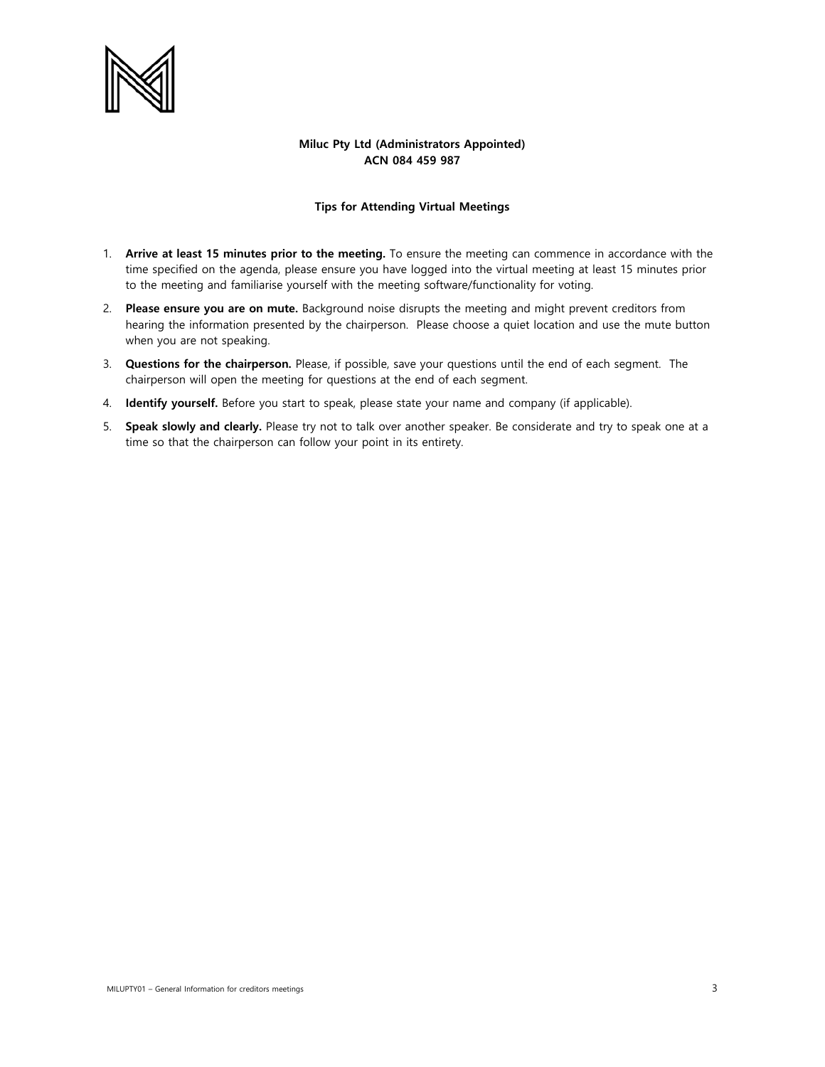**Miluc Pty Ltd (Administrators Appointed)**
**ACN 084 459 987**

**Tips for Attending Virtual Meetings**

1. **Arrive at least 15 minutes prior to the meeting.** To ensure the meeting can commence in accordance with the time specified on the agenda, please ensure you have logged into the virtual meeting at least 15 minutes prior to the meeting and familiarise yourself with the meeting software/functionality for voting.
2. **Please ensure you are on mute.** Background noise disrupts the meeting and might prevent creditors from hearing the information presented by the chairperson. Please choose a quiet location and use the mute button when you are not speaking.
3. **Questions for the chairperson.** Please, if possible, save your questions until the end of each segment. The chairperson will open the meeting for questions at the end of each segment.
4. **Identify yourself.** Before you start to speak, please state your name and company (if applicable).
5. **Speak slowly and clearly.** Please try not to talk over another speaker. Be considerate and try to speak one at a time so that the chairperson can follow your point in its entirety.